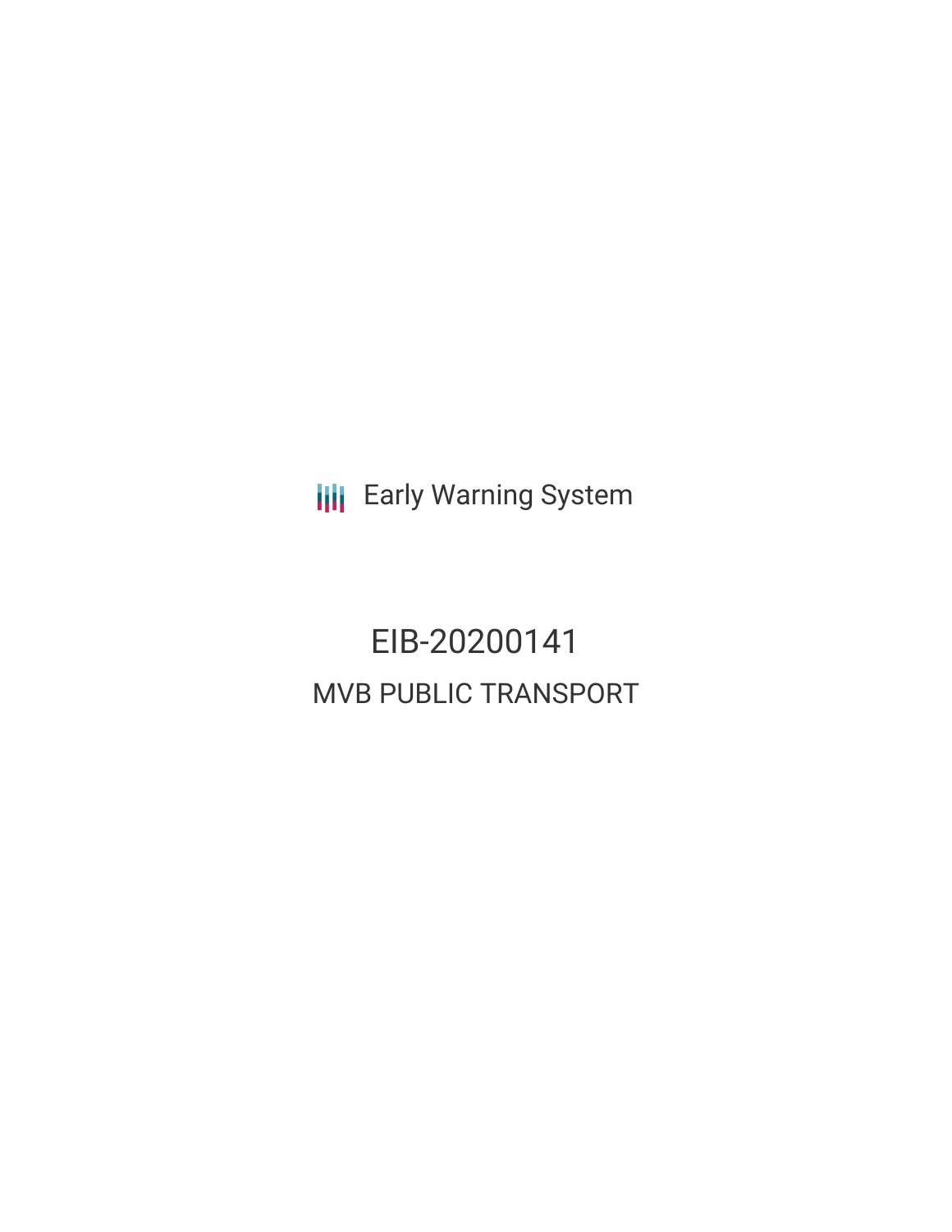Early Warning System

# EIB-20200141

## MVB PUBLIC TRANSPORT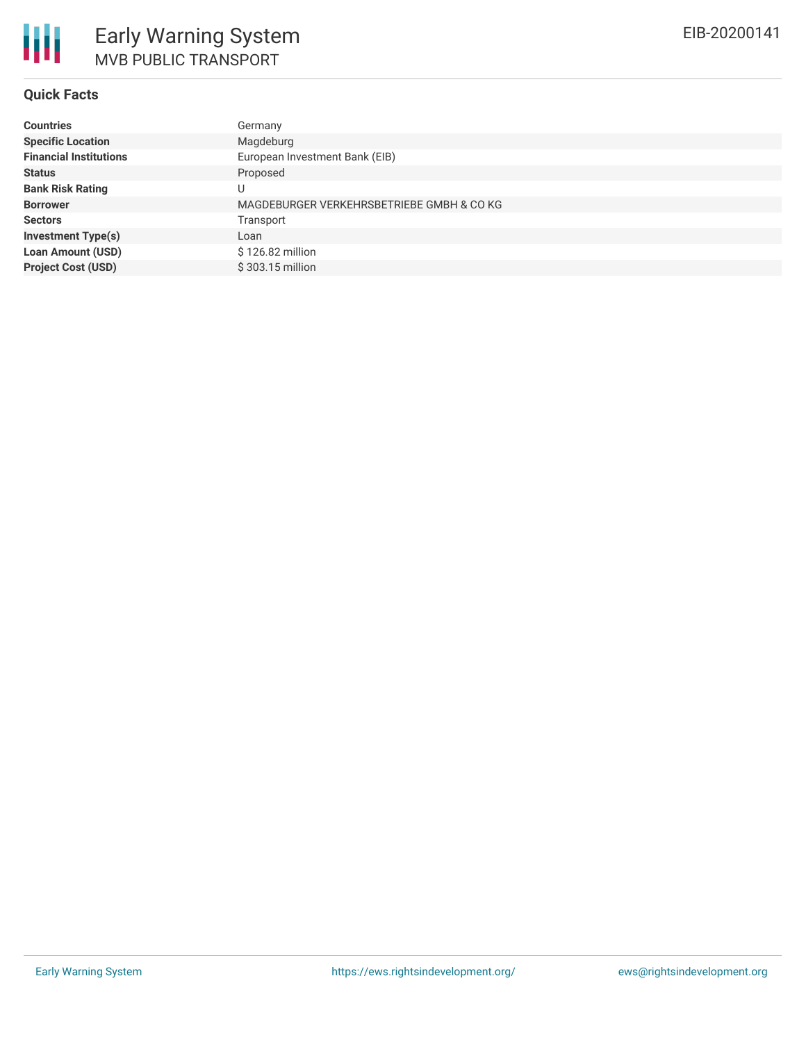# Early Warning System
## MVB PUBLIC TRANSPORT

EIB-20200141

### Quick Facts

| | |
|---|---|
| **Countries** | Germany |
| **Specific Location** | Magdeburg |
| **Financial Institutions** | European Investment Bank (EIB) |
| **Status** | Proposed |
| **Bank Risk Rating** | U |
| **Borrower** | MAGDEBURGER VERKEHRSBETRIEBE GMBH & CO KG |
| **Sectors** | Transport |
| **Investment Type(s)** | Loan |
| **Loan Amount (USD)** | $ 126.82 million |
| **Project Cost (USD)** | $ 303.15 million |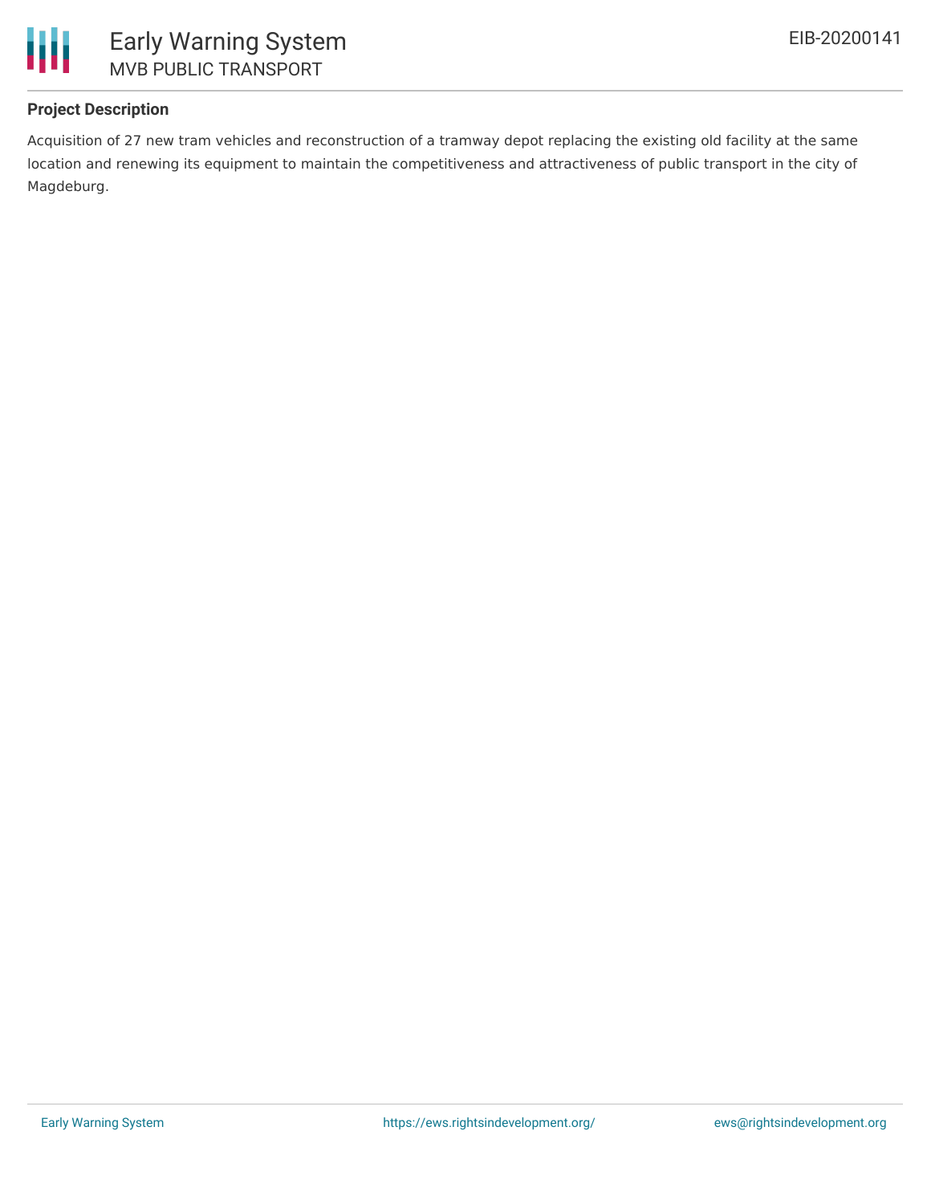## Project Description

Acquisition of 27 new tram vehicles and reconstruction of a tramway depot replacing the existing old facility at the same location and renewing its equipment to maintain the competitiveness and attractiveness of public transport in the city of Magdeburg.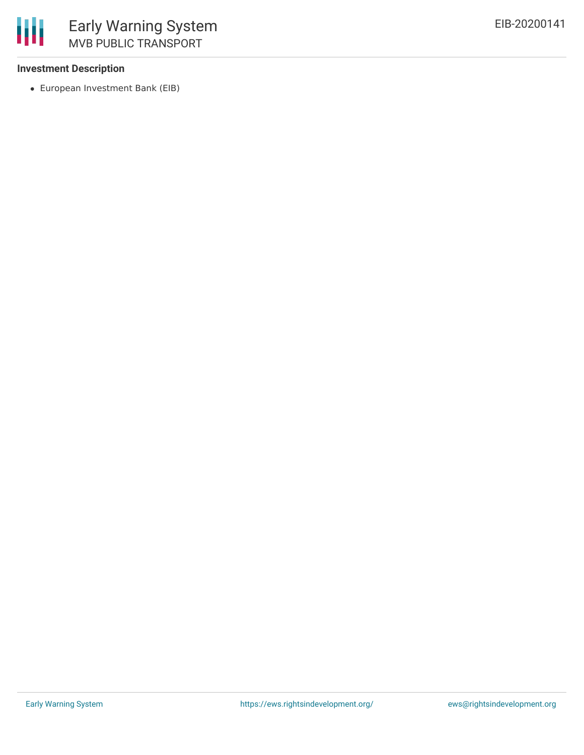**Investment Description**

- European Investment Bank (EIB)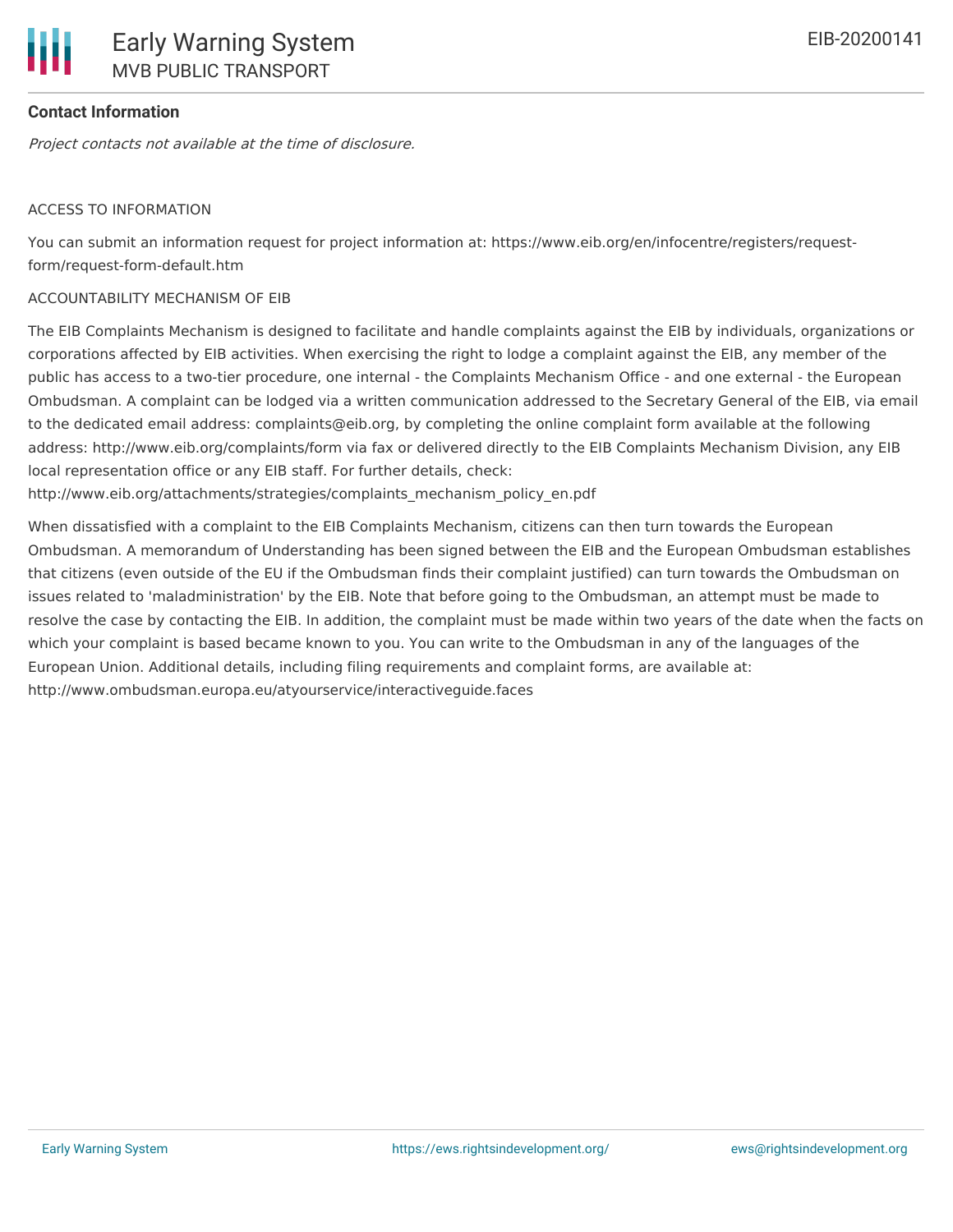**Contact Information**

*Project contacts not available at the time of disclosure.*

ACCESS TO INFORMATION

You can submit an information request for project information at: https://www.eib.org/en/infocentre/registers/request-form/request-form-default.htm

ACCOUNTABILITY MECHANISM OF EIB

The EIB Complaints Mechanism is designed to facilitate and handle complaints against the EIB by individuals, organizations or corporations affected by EIB activities. When exercising the right to lodge a complaint against the EIB, any member of the public has access to a two-tier procedure, one internal - the Complaints Mechanism Office - and one external - the European Ombudsman. A complaint can be lodged via a written communication addressed to the Secretary General of the EIB, via email to the dedicated email address: complaints@eib.org, by completing the online complaint form available at the following address: http://www.eib.org/complaints/form via fax or delivered directly to the EIB Complaints Mechanism Division, any EIB local representation office or any EIB staff. For further details, check: http://www.eib.org/attachments/strategies/complaints_mechanism_policy_en.pdf

When dissatisfied with a complaint to the EIB Complaints Mechanism, citizens can then turn towards the European Ombudsman. A memorandum of Understanding has been signed between the EIB and the European Ombudsman establishes that citizens (even outside of the EU if the Ombudsman finds their complaint justified) can turn towards the Ombudsman on issues related to 'maladministration' by the EIB. Note that before going to the Ombudsman, an attempt must be made to resolve the case by contacting the EIB. In addition, the complaint must be made within two years of the date when the facts on which your complaint is based became known to you. You can write to the Ombudsman in any of the languages of the European Union. Additional details, including filing requirements and complaint forms, are available at: http://www.ombudsman.europa.eu/atyourservice/interactiveguide.faces